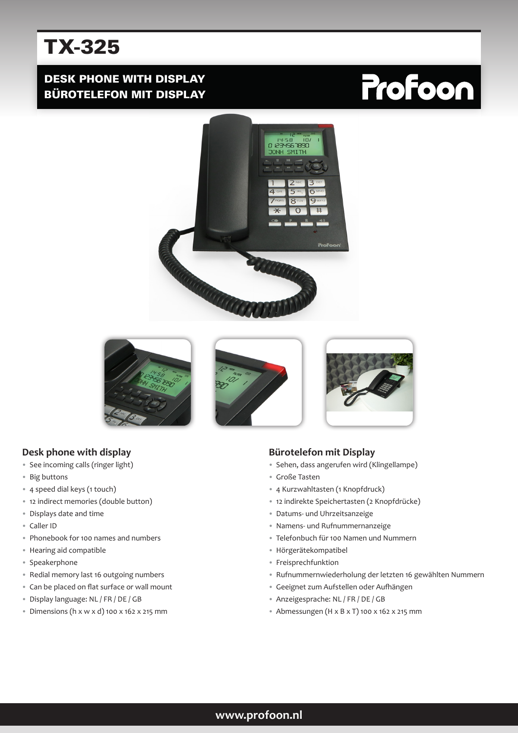# TX-325

## DESK PHONE WITH DISPLAY
## BÜROTELEFON MIT DISPLAY

Profoon

### Desk phone with display

- See incoming calls (ringer light)
- Big buttons
- 4 speed dial keys (1 touch)
- 12 indirect memories (double button)
- Displays date and time
- Caller ID
- Phonebook for 100 names and numbers
- Hearing aid compatible
- Speakerphone
- Redial memory last 16 outgoing numbers
- Can be placed on flat surface or wall mount
- Display language: NL / FR / DE / GB
- Dimensions (h x w x d) 100 x 162 x 215 mm

### Bürotelefon mit Display

- Sehen, dass angerufen wird (Klingellampe)
- Große Tasten
- 4 Kurzwahltasten (1 Knopfdruck)
- 12 indirekte Speichertasten (2 Knopfdrücke)
- Datums- und Uhrzeitsanzeige
- Namens- und Rufnummernanzeige
- Telefonbuch für 100 Namen und Nummern
- Hörgerätekompatibel
- Freisprechfunktion
- Rufnummernwiederholung der letzten 16 gewählten Nummern
- Geeignet zum Aufstellen oder Aufhängen
- Anzeigesprache: NL / FR / DE / GB
- Abmessungen (H x B x T) 100 x 162 x 215 mm

**www.profoon.nl**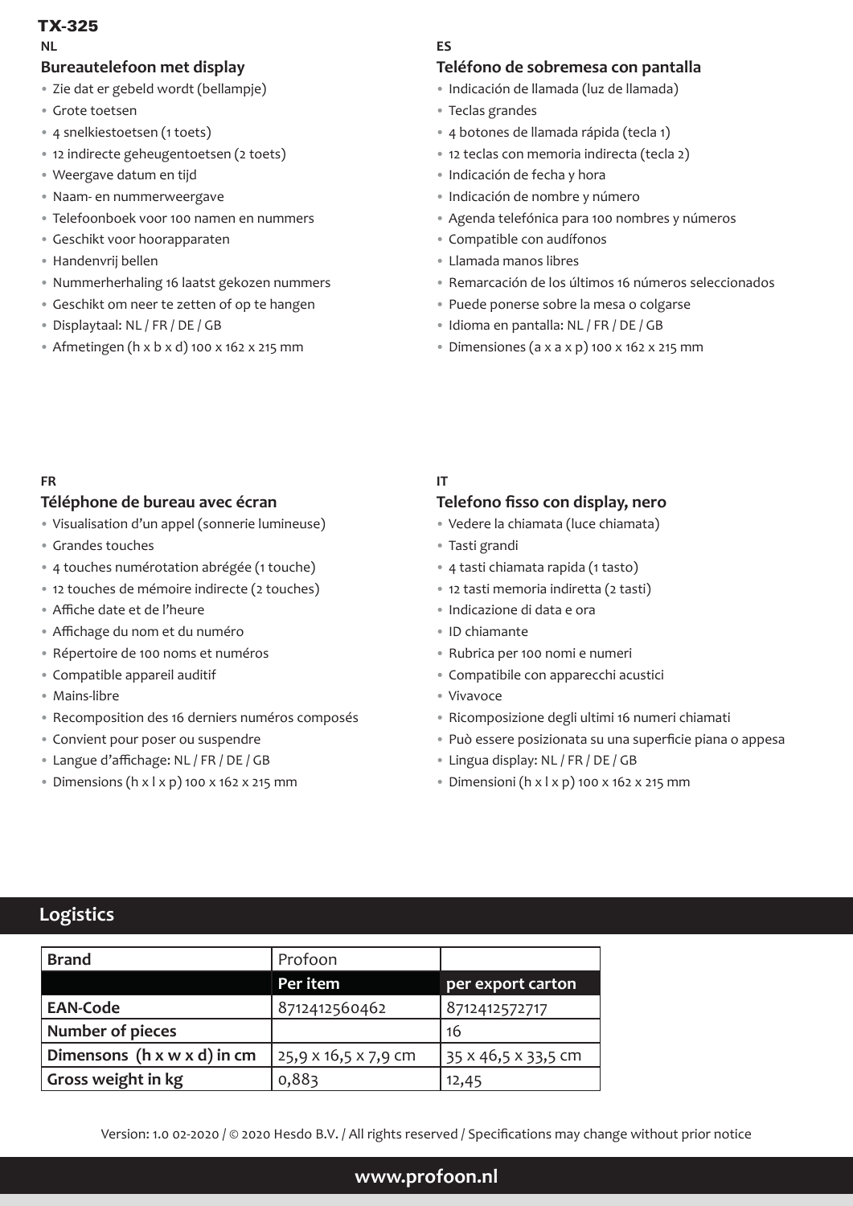TX-325

## NL

### Bureautelefoon met display

- Zie dat er gebeld wordt (bellampje)
- Grote toetsen
- 4 snelkiestoetsen (1 toets)
- 12 indirecte geheugentoetsen (2 toets)
- Weergave datum en tijd
- Naam- en nummerweergave
- Telefoonboek voor 100 namen en nummers
- Geschikt voor hoorapparaten
- Handenvrij bellen
- Nummerherhaling 16 laatst gekozen nummers
- Geschikt om neer te zetten of op te hangen
- Displaytaal: NL / FR / DE / GB
- Afmetingen (h x b x d) 100 x 162 x 215 mm

## ES

### Teléfono de sobremesa con pantalla

- Indicación de llamada (luz de llamada)
- Teclas grandes
- 4 botones de llamada rápida (tecla 1)
- 12 teclas con memoria indirecta (tecla 2)
- Indicación de fecha y hora
- Indicación de nombre y número
- Agenda telefónica para 100 nombres y números
- Compatible con audífonos
- Llamada manos libres
- Remarcación de los últimos 16 números seleccionados
- Puede ponerse sobre la mesa o colgarse
- Idioma en pantalla: NL / FR / DE / GB
- Dimensiones (a x a x p) 100 x 162 x 215 mm

## FR

### Téléphone de bureau avec écran

- Visualisation d'un appel (sonnerie lumineuse)
- Grandes touches
- 4 touches numérotation abrégée (1 touche)
- 12 touches de mémoire indirecte (2 touches)
- Affiche date et de l'heure
- Affichage du nom et du numéro
- Répertoire de 100 noms et numéros
- Compatible appareil auditif
- Mains-libre
- Recomposition des 16 derniers numéros composés
- Convient pour poser ou suspendre
- Langue d'affichage: NL / FR / DE / GB
- Dimensions (h x l x p) 100 x 162 x 215 mm

## IT

### Telefono fisso con display, nero

- Vedere la chiamata (luce chiamata)
- Tasti grandi
- 4 tasti chiamata rapida (1 tasto)
- 12 tasti memoria indiretta (2 tasti)
- Indicazione di data e ora
- ID chiamante
- Rubrica per 100 nomi e numeri
- Compatibile con apparecchi acustici
- Vivavoce
- Ricomposizione degli ultimi 16 numeri chiamati
- Può essere posizionata su una superficie piana o appesa
- Lingua display: NL / FR / DE / GB
- Dimensioni (h x l x p) 100 x 162 x 215 mm

## Logistics

| Brand | Profoon | |
|---|---|---|
| | **Per item** | **per export carton** |
| **EAN-Code** | 8712412560462 | 8712412572717 |
| **Number of pieces** | | 16 |
| **Dimensons (h x w x d) in cm** | 25,9 x 16,5 x 7,9 cm | 35 x 46,5 x 33,5 cm |
| **Gross weight in kg** | 0,883 | 12,45 |

Version: 1.0 02-2020 / © 2020 Hesdo B.V. / All rights reserved / Specifications may change without prior notice

**www.profoon.nl**